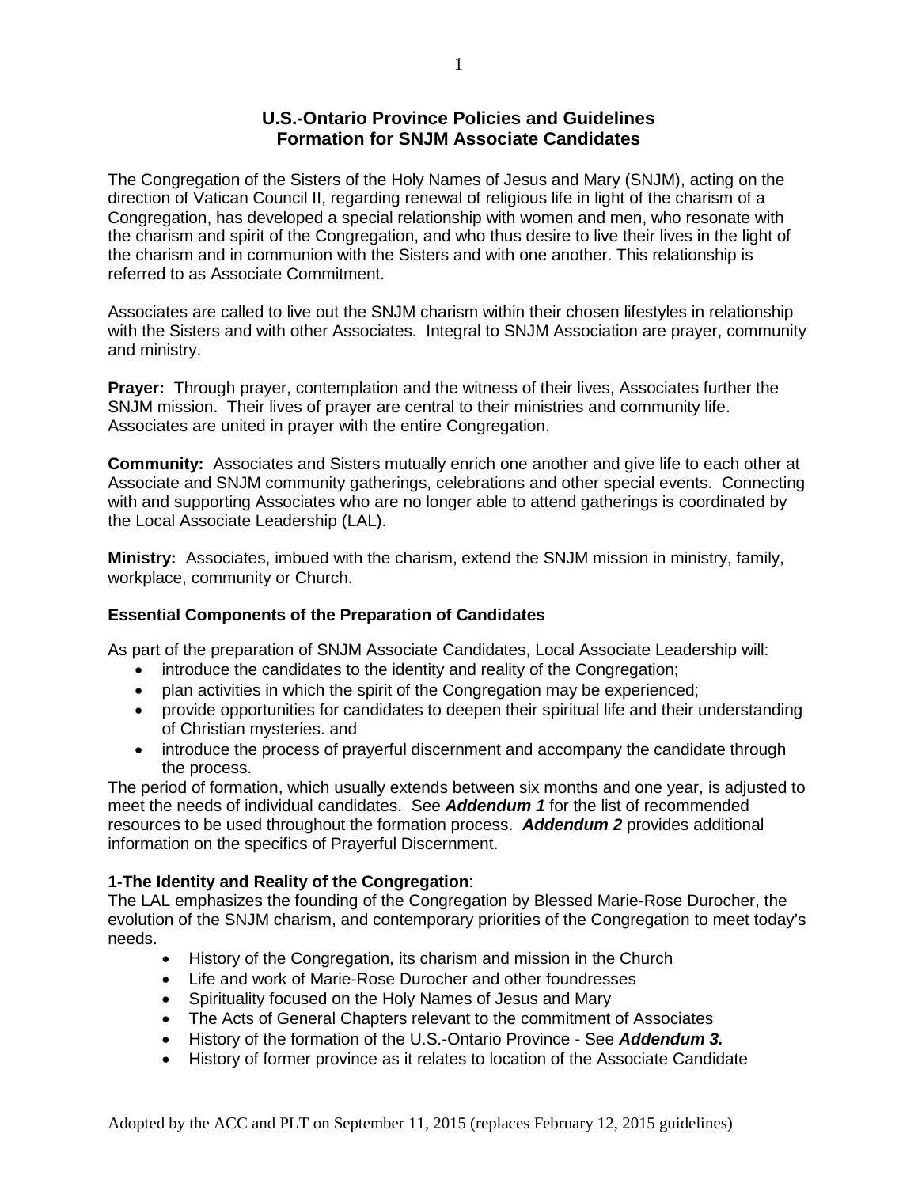# U.S.-Ontario Province Policies and Guidelines
# Formation for SNJM Associate Candidates

The Congregation of the Sisters of the Holy Names of Jesus and Mary (SNJM), acting on the direction of Vatican Council II, regarding renewal of religious life in light of the charism of a Congregation, has developed a special relationship with women and men, who resonate with the charism and spirit of the Congregation, and who thus desire to live their lives in the light of the charism and in communion with the Sisters and with one another. This relationship is referred to as Associate Commitment.

Associates are called to live out the SNJM charism within their chosen lifestyles in relationship with the Sisters and with other Associates. Integral to SNJM Association are prayer, community and ministry.

**Prayer:** Through prayer, contemplation and the witness of their lives, Associates further the SNJM mission. Their lives of prayer are central to their ministries and community life. Associates are united in prayer with the entire Congregation.

**Community:** Associates and Sisters mutually enrich one another and give life to each other at Associate and SNJM community gatherings, celebrations and other special events. Connecting with and supporting Associates who are no longer able to attend gatherings is coordinated by the Local Associate Leadership (LAL).

**Ministry:** Associates, imbued with the charism, extend the SNJM mission in ministry, family, workplace, community or Church.

### Essential Components of the Preparation of Candidates

As part of the preparation of SNJM Associate Candidates, Local Associate Leadership will:

- introduce the candidates to the identity and reality of the Congregation;
- plan activities in which the spirit of the Congregation may be experienced;
- provide opportunities for candidates to deepen their spiritual life and their understanding of Christian mysteries. and
- introduce the process of prayerful discernment and accompany the candidate through the process.

The period of formation, which usually extends between six months and one year, is adjusted to meet the needs of individual candidates. See ***Addendum 1*** for the list of recommended resources to be used throughout the formation process. ***Addendum 2*** provides additional information on the specifics of Prayerful Discernment.

**1-The Identity and Reality of the Congregation**:

The LAL emphasizes the founding of the Congregation by Blessed Marie-Rose Durocher, the evolution of the SNJM charism, and contemporary priorities of the Congregation to meet today's needs.

- History of the Congregation, its charism and mission in the Church
- Life and work of Marie-Rose Durocher and other foundresses
- Spirituality focused on the Holy Names of Jesus and Mary
- The Acts of General Chapters relevant to the commitment of Associates
- History of the formation of the U.S.-Ontario Province - See ***Addendum 3.***
- History of former province as it relates to location of the Associate Candidate

Adopted by the ACC and PLT on September 11, 2015 (replaces February 12, 2015 guidelines)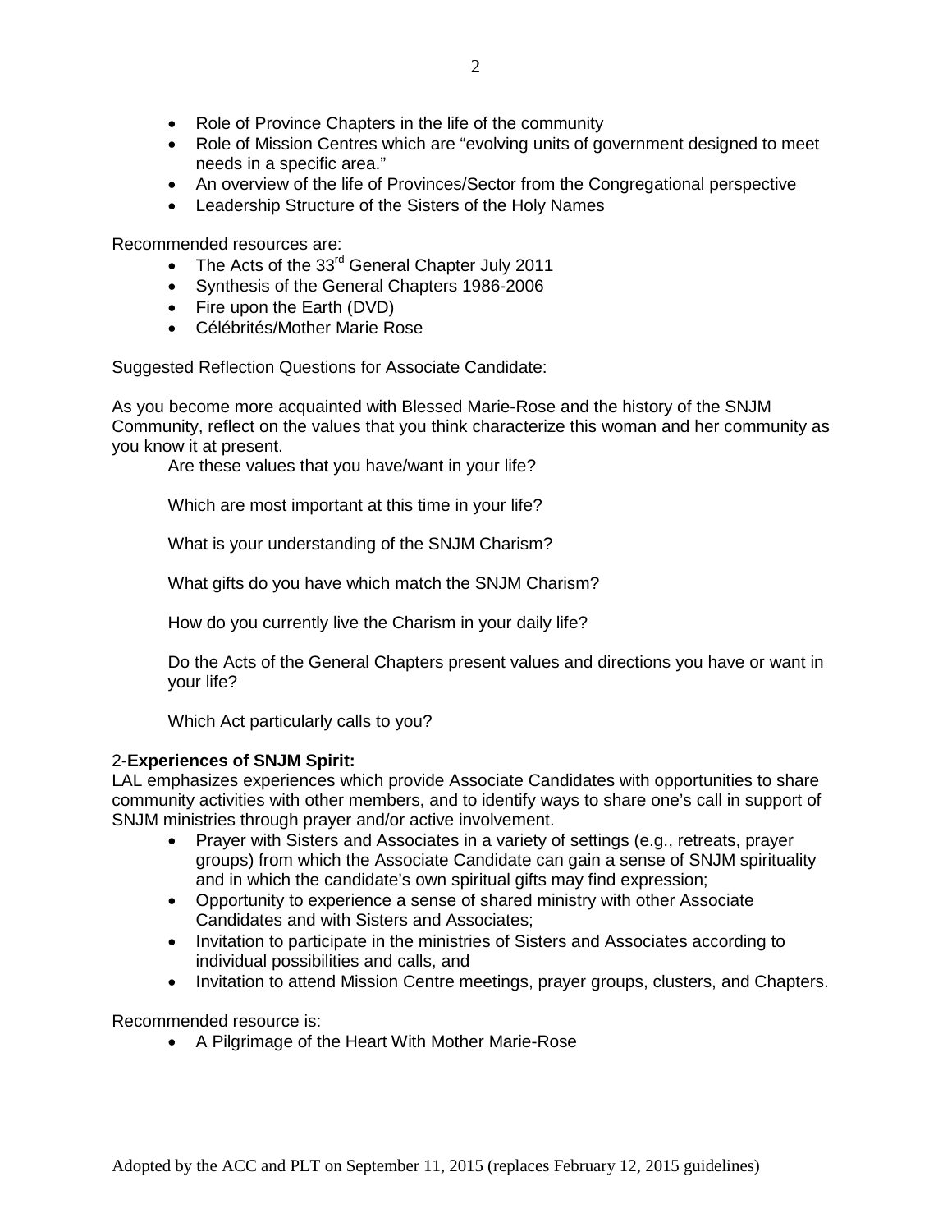- Role of Province Chapters in the life of the community
- Role of Mission Centres which are "evolving units of government designed to meet needs in a specific area."
- An overview of the life of Provinces/Sector from the Congregational perspective
- Leadership Structure of the Sisters of the Holy Names

Recommended resources are:

- The Acts of the 33rd General Chapter July 2011
- Synthesis of the General Chapters 1986-2006
- Fire upon the Earth (DVD)
- Célébrités/Mother Marie Rose

Suggested Reflection Questions for Associate Candidate:

As you become more acquainted with Blessed Marie-Rose and the history of the SNJM Community, reflect on the values that you think characterize this woman and her community as you know it at present.

Are these values that you have/want in your life?

Which are most important at this time in your life?

What is your understanding of the SNJM Charism?

What gifts do you have which match the SNJM Charism?

How do you currently live the Charism in your daily life?

Do the Acts of the General Chapters present values and directions you have or want in your life?

Which Act particularly calls to you?

2-**Experiences of SNJM Spirit:**
LAL emphasizes experiences which provide Associate Candidates with opportunities to share community activities with other members, and to identify ways to share one's call in support of SNJM ministries through prayer and/or active involvement.

- Prayer with Sisters and Associates in a variety of settings (e.g., retreats, prayer groups) from which the Associate Candidate can gain a sense of SNJM spirituality and in which the candidate's own spiritual gifts may find expression;
- Opportunity to experience a sense of shared ministry with other Associate Candidates and with Sisters and Associates;
- Invitation to participate in the ministries of Sisters and Associates according to individual possibilities and calls, and
- Invitation to attend Mission Centre meetings, prayer groups, clusters, and Chapters.

Recommended resource is:

- A Pilgrimage of the Heart With Mother Marie-Rose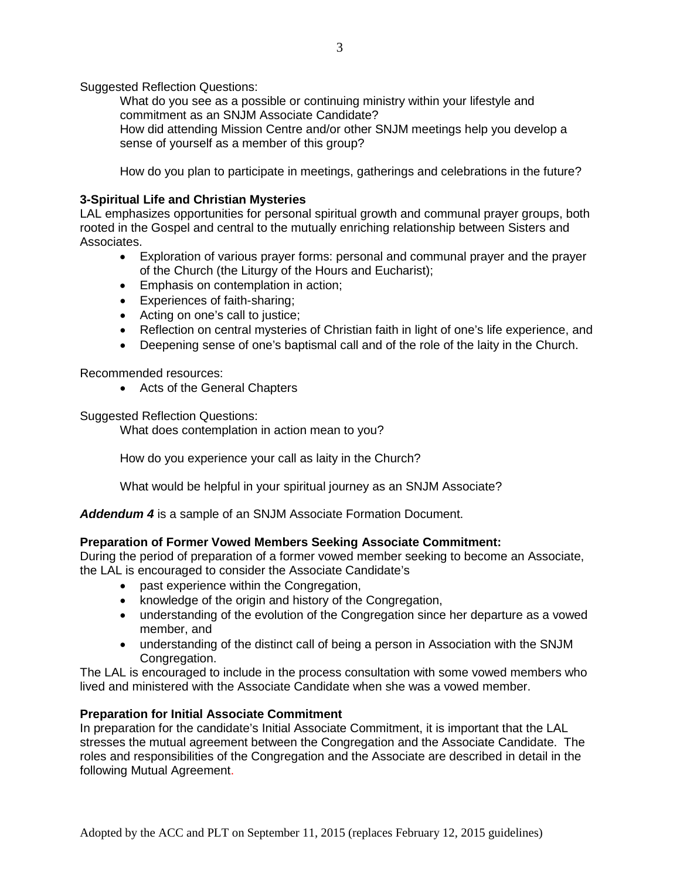Suggested Reflection Questions:

What do you see as a possible or continuing ministry within your lifestyle and commitment as an SNJM Associate Candidate?

How did attending Mission Centre and/or other SNJM meetings help you develop a sense of yourself as a member of this group?

How do you plan to participate in meetings, gatherings and celebrations in the future?

**3-Spiritual Life and Christian Mysteries**

LAL emphasizes opportunities for personal spiritual growth and communal prayer groups, both rooted in the Gospel and central to the mutually enriching relationship between Sisters and Associates.

- Exploration of various prayer forms: personal and communal prayer and the prayer of the Church (the Liturgy of the Hours and Eucharist);
- Emphasis on contemplation in action;
- Experiences of faith-sharing;
- Acting on one's call to justice;
- Reflection on central mysteries of Christian faith in light of one's life experience, and
- Deepening sense of one's baptismal call and of the role of the laity in the Church.

Recommended resources:

- Acts of the General Chapters

Suggested Reflection Questions:

What does contemplation in action mean to you?

How do you experience your call as laity in the Church?

What would be helpful in your spiritual journey as an SNJM Associate?

***Addendum 4*** is a sample of an SNJM Associate Formation Document.

**Preparation of Former Vowed Members Seeking Associate Commitment:**

During the period of preparation of a former vowed member seeking to become an Associate, the LAL is encouraged to consider the Associate Candidate's

- past experience within the Congregation,
- knowledge of the origin and history of the Congregation,
- understanding of the evolution of the Congregation since her departure as a vowed member, and
- understanding of the distinct call of being a person in Association with the SNJM Congregation.

The LAL is encouraged to include in the process consultation with some vowed members who lived and ministered with the Associate Candidate when she was a vowed member.

**Preparation for Initial Associate Commitment**

In preparation for the candidate's Initial Associate Commitment, it is important that the LAL stresses the mutual agreement between the Congregation and the Associate Candidate. The roles and responsibilities of the Congregation and the Associate are described in detail in the following Mutual Agreement.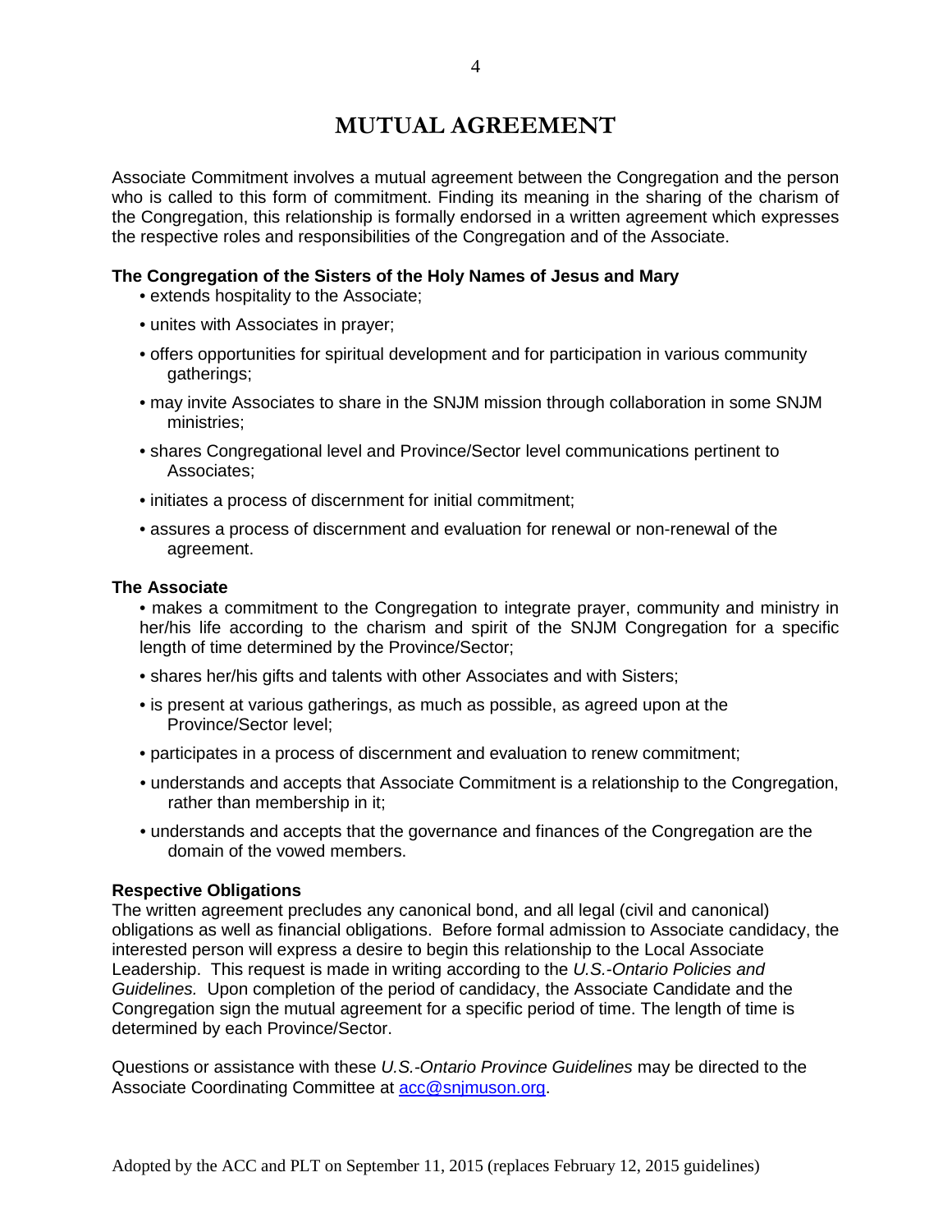# MUTUAL AGREEMENT

Associate Commitment involves a mutual agreement between the Congregation and the person who is called to this form of commitment. Finding its meaning in the sharing of the charism of the Congregation, this relationship is formally endorsed in a written agreement which expresses the respective roles and responsibilities of the Congregation and of the Associate.

**The Congregation of the Sisters of the Holy Names of Jesus and Mary**

- extends hospitality to the Associate;
- unites with Associates in prayer;
- offers opportunities for spiritual development and for participation in various community gatherings;
- may invite Associates to share in the SNJM mission through collaboration in some SNJM ministries;
- shares Congregational level and Province/Sector level communications pertinent to Associates;
- initiates a process of discernment for initial commitment;
- assures a process of discernment and evaluation for renewal or non-renewal of the agreement.

**The Associate**

- makes a commitment to the Congregation to integrate prayer, community and ministry in her/his life according to the charism and spirit of the SNJM Congregation for a specific length of time determined by the Province/Sector;
- shares her/his gifts and talents with other Associates and with Sisters;
- is present at various gatherings, as much as possible, as agreed upon at the Province/Sector level;
- participates in a process of discernment and evaluation to renew commitment;
- understands and accepts that Associate Commitment is a relationship to the Congregation, rather than membership in it;
- understands and accepts that the governance and finances of the Congregation are the domain of the vowed members.

**Respective Obligations**

The written agreement precludes any canonical bond, and all legal (civil and canonical) obligations as well as financial obligations. Before formal admission to Associate candidacy, the interested person will express a desire to begin this relationship to the Local Associate Leadership. This request is made in writing according to the *U.S.-Ontario Policies and Guidelines.* Upon completion of the period of candidacy, the Associate Candidate and the Congregation sign the mutual agreement for a specific period of time. The length of time is determined by each Province/Sector.

Questions or assistance with these *U.S.-Ontario Province Guidelines* may be directed to the Associate Coordinating Committee at acc@snjmuson.org.

Adopted by the ACC and PLT on September 11, 2015 (replaces February 12, 2015 guidelines)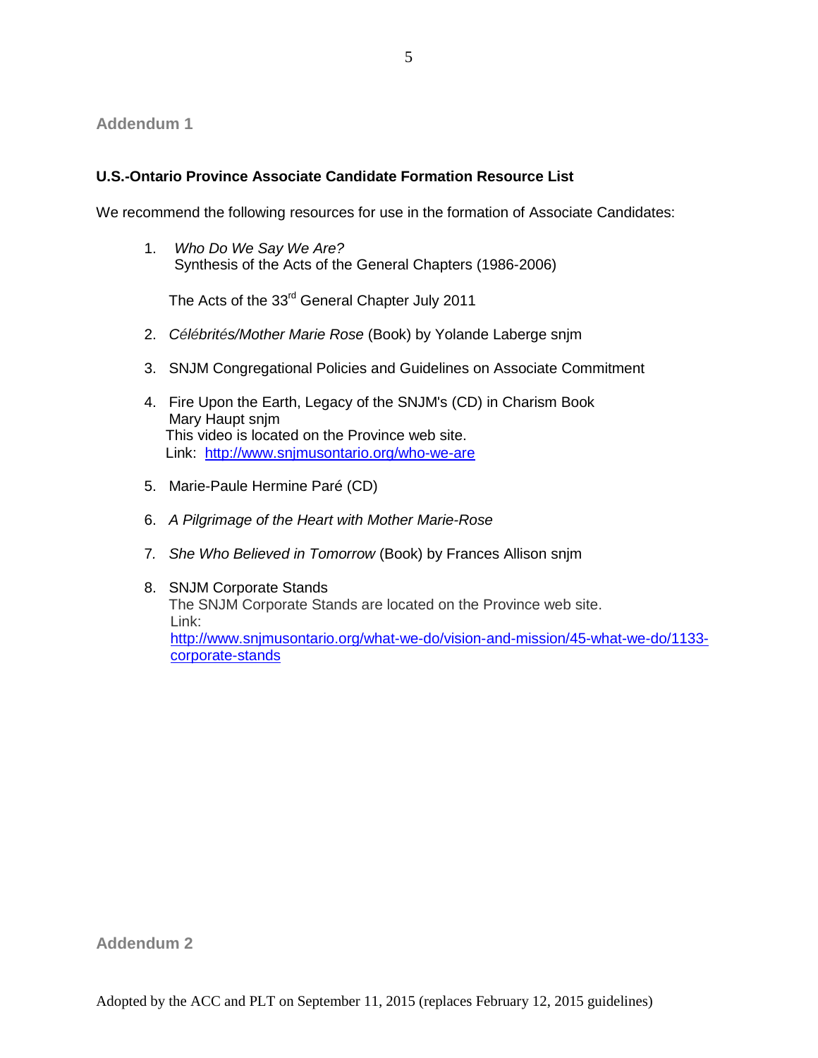## Addendum 1

**U.S.-Ontario Province Associate Candidate Formation Resource List**

We recommend the following resources for use in the formation of Associate Candidates:

1. *Who Do We Say We Are?*
   Synthesis of the Acts of the General Chapters (1986-2006)

   The Acts of the 33rd General Chapter July 2011

2. *Célébrités/Mother Marie Rose* (Book) by Yolande Laberge snjm

3. SNJM Congregational Policies and Guidelines on Associate Commitment

4. Fire Upon the Earth, Legacy of the SNJM's (CD) in Charism Book
   Mary Haupt snjm
   This video is located on the Province web site.
   Link: http://www.snjmusontario.org/who-we-are

5. Marie-Paule Hermine Paré (CD)

6. *A Pilgrimage of the Heart with Mother Marie-Rose*

7. *She Who Believed in Tomorrow* (Book) by Frances Allison snjm

8. SNJM Corporate Stands
   The SNJM Corporate Stands are located on the Province web site.
   Link:
   http://www.snjmusontario.org/what-we-do/vision-and-mission/45-what-we-do/1133-corporate-stands

## Addendum 2

Adopted by the ACC and PLT on September 11, 2015 (replaces February 12, 2015 guidelines)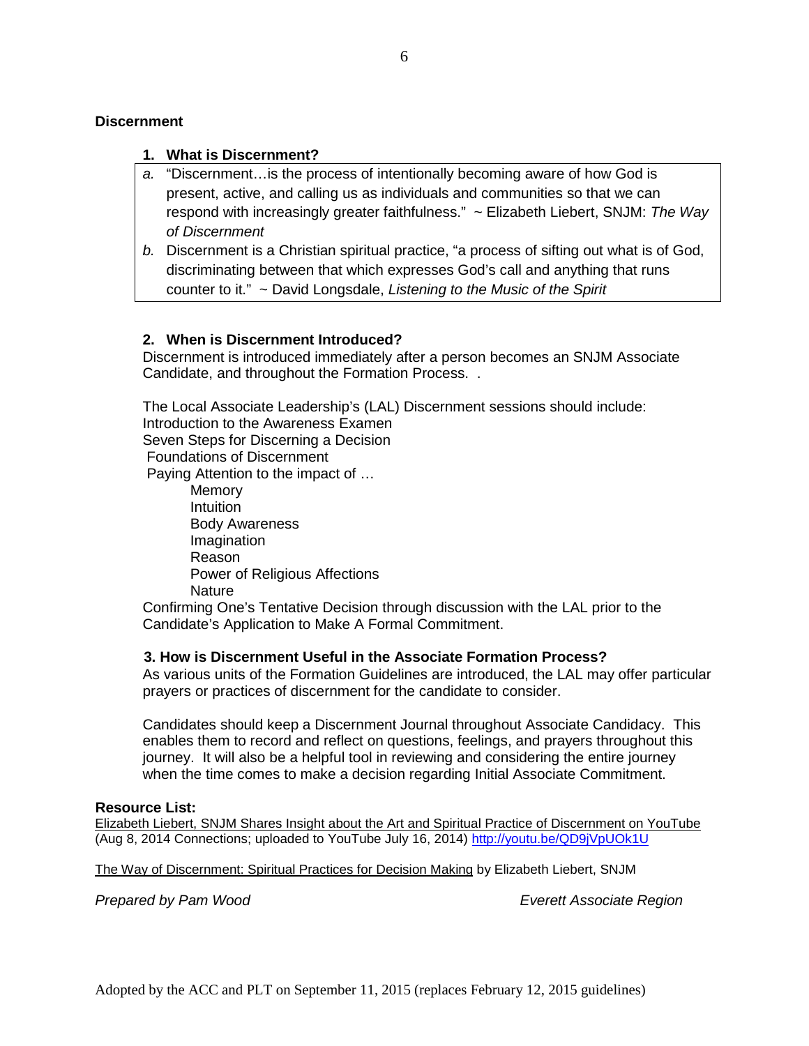**Discernment**

### 1. What is Discernment?

*a.* "Discernment…is the process of intentionally becoming aware of how God is present, active, and calling us as individuals and communities so that we can respond with increasingly greater faithfulness." ~ Elizabeth Liebert, SNJM: *The Way of Discernment*

*b.* Discernment is a Christian spiritual practice, "a process of sifting out what is of God, discriminating between that which expresses God's call and anything that runs counter to it." ~ David Longsdale, *Listening to the Music of the Spirit*

### 2. When is Discernment Introduced?

Discernment is introduced immediately after a person becomes an SNJM Associate Candidate, and throughout the Formation Process. .

The Local Associate Leadership's (LAL) Discernment sessions should include:
Introduction to the Awareness Examen
Seven Steps for Discerning a Decision
Foundations of Discernment
Paying Attention to the impact of …

- Memory
- Intuition
- Body Awareness
- Imagination
- Reason
- Power of Religious Affections
- Nature

Confirming One's Tentative Decision through discussion with the LAL prior to the Candidate's Application to Make A Formal Commitment.

### 3. How is Discernment Useful in the Associate Formation Process?

As various units of the Formation Guidelines are introduced, the LAL may offer particular prayers or practices of discernment for the candidate to consider.

Candidates should keep a Discernment Journal throughout Associate Candidacy. This enables them to record and reflect on questions, feelings, and prayers throughout this journey. It will also be a helpful tool in reviewing and considering the entire journey when the time comes to make a decision regarding Initial Associate Commitment.

**Resource List:**

Elizabeth Liebert, SNJM Shares Insight about the Art and Spiritual Practice of Discernment on YouTube (Aug 8, 2014 Connections; uploaded to YouTube July 16, 2014) http://youtu.be/QD9jVpUOk1U

The Way of Discernment: Spiritual Practices for Decision Making by Elizabeth Liebert, SNJM

*Prepared by Pam Wood* *Everett Associate Region*

Adopted by the ACC and PLT on September 11, 2015 (replaces February 12, 2015 guidelines)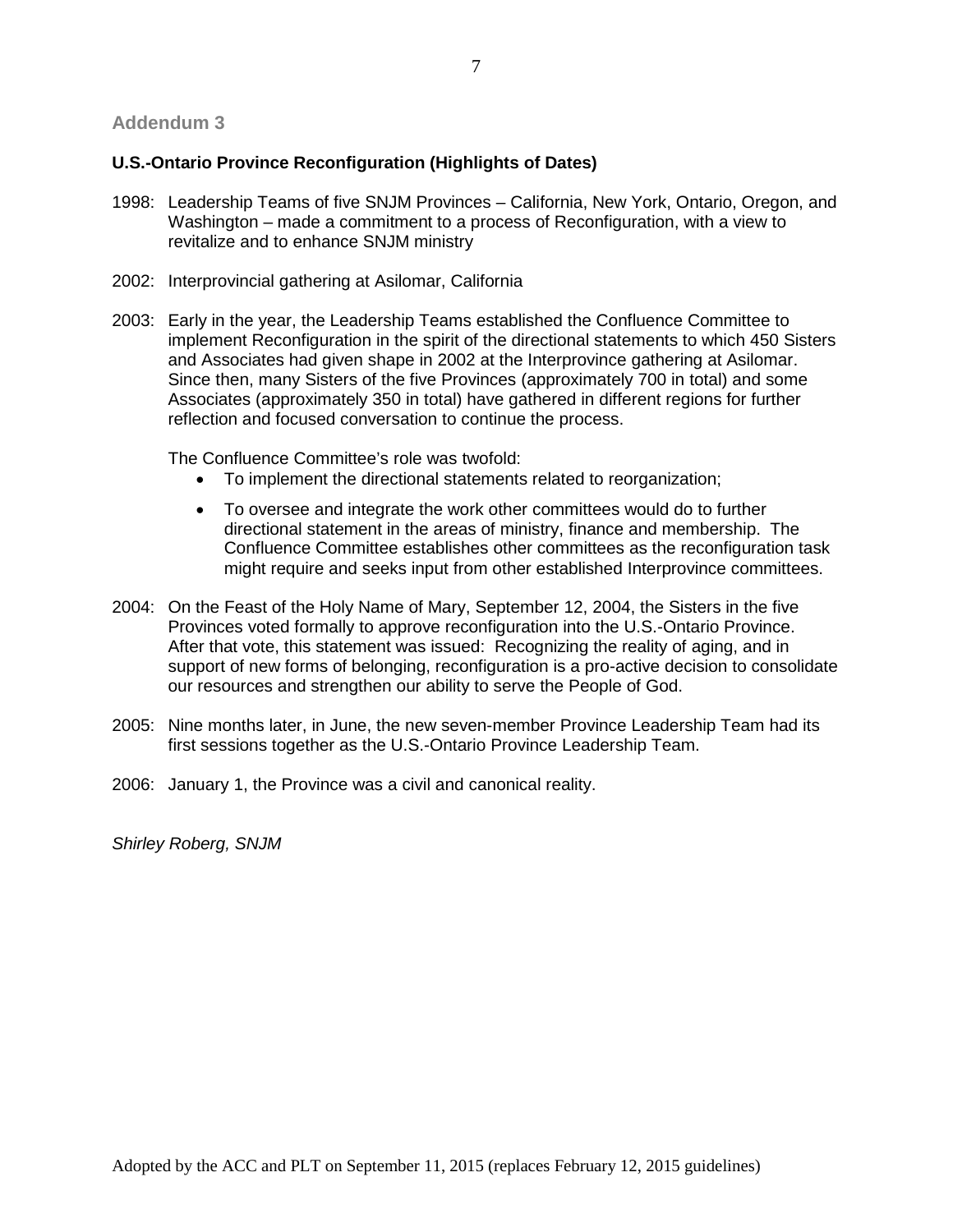## Addendum 3

**U.S.-Ontario Province Reconfiguration (Highlights of Dates)**

1998: Leadership Teams of five SNJM Provinces – California, New York, Ontario, Oregon, and Washington – made a commitment to a process of Reconfiguration, with a view to revitalize and to enhance SNJM ministry

2002: Interprovincial gathering at Asilomar, California

2003: Early in the year, the Leadership Teams established the Confluence Committee to implement Reconfiguration in the spirit of the directional statements to which 450 Sisters and Associates had given shape in 2002 at the Interprovince gathering at Asilomar. Since then, many Sisters of the five Provinces (approximately 700 in total) and some Associates (approximately 350 in total) have gathered in different regions for further reflection and focused conversation to continue the process.

The Confluence Committee's role was twofold:

- To implement the directional statements related to reorganization;
- To oversee and integrate the work other committees would do to further directional statement in the areas of ministry, finance and membership. The Confluence Committee establishes other committees as the reconfiguration task might require and seeks input from other established Interprovince committees.

2004: On the Feast of the Holy Name of Mary, September 12, 2004, the Sisters in the five Provinces voted formally to approve reconfiguration into the U.S.-Ontario Province. After that vote, this statement was issued: Recognizing the reality of aging, and in support of new forms of belonging, reconfiguration is a pro-active decision to consolidate our resources and strengthen our ability to serve the People of God.

2005: Nine months later, in June, the new seven-member Province Leadership Team had its first sessions together as the U.S.-Ontario Province Leadership Team.

2006: January 1, the Province was a civil and canonical reality.

*Shirley Roberg, SNJM*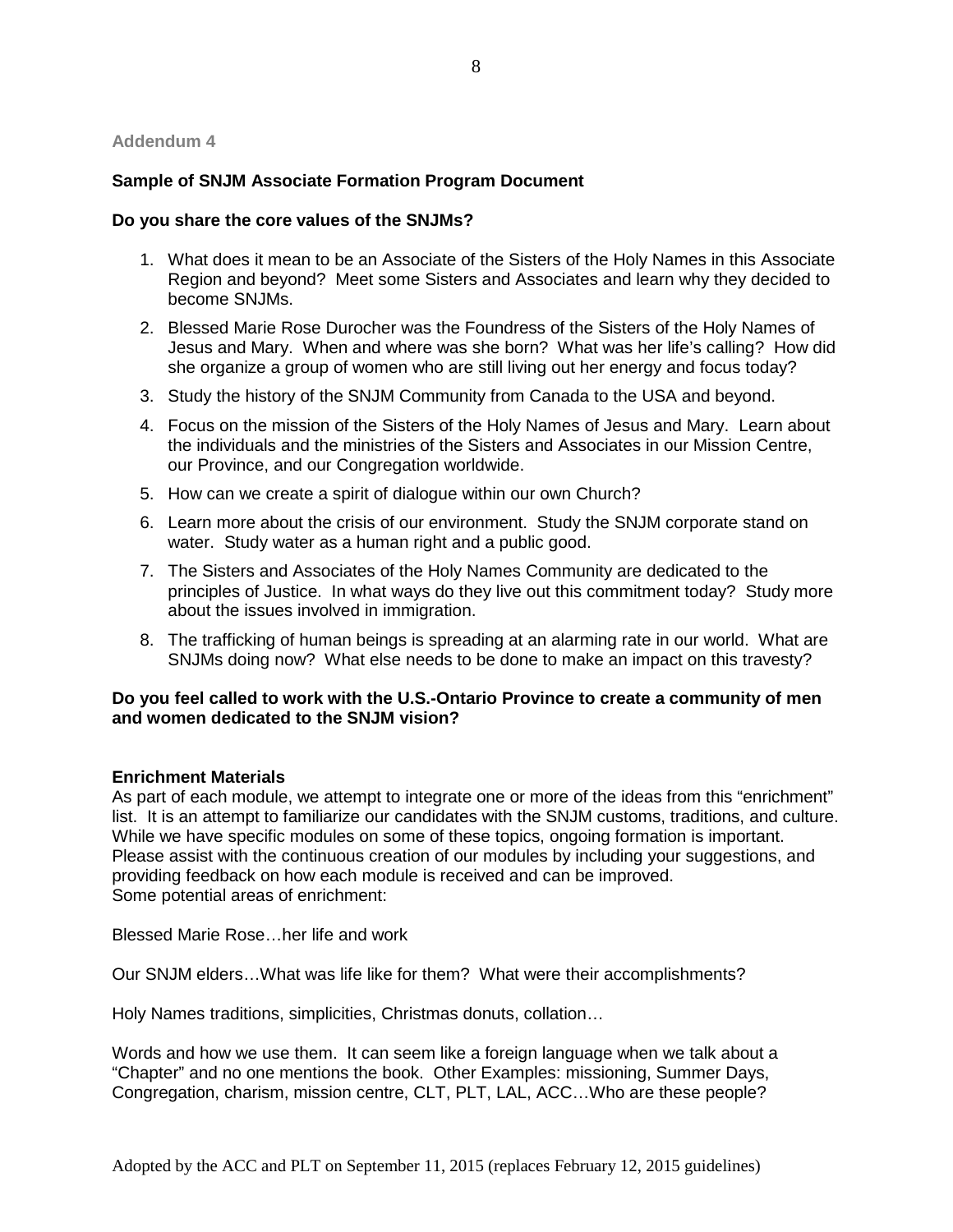## Addendum 4

**Sample of SNJM Associate Formation Program Document**

**Do you share the core values of the SNJMs?**

1. What does it mean to be an Associate of the Sisters of the Holy Names in this Associate Region and beyond? Meet some Sisters and Associates and learn why they decided to become SNJMs.
2. Blessed Marie Rose Durocher was the Foundress of the Sisters of the Holy Names of Jesus and Mary. When and where was she born? What was her life's calling? How did she organize a group of women who are still living out her energy and focus today?
3. Study the history of the SNJM Community from Canada to the USA and beyond.
4. Focus on the mission of the Sisters of the Holy Names of Jesus and Mary. Learn about the individuals and the ministries of the Sisters and Associates in our Mission Centre, our Province, and our Congregation worldwide.
5. How can we create a spirit of dialogue within our own Church?
6. Learn more about the crisis of our environment. Study the SNJM corporate stand on water. Study water as a human right and a public good.
7. The Sisters and Associates of the Holy Names Community are dedicated to the principles of Justice. In what ways do they live out this commitment today? Study more about the issues involved in immigration.
8. The trafficking of human beings is spreading at an alarming rate in our world. What are SNJMs doing now? What else needs to be done to make an impact on this travesty?

**Do you feel called to work with the U.S.-Ontario Province to create a community of men and women dedicated to the SNJM vision?**

**Enrichment Materials**

As part of each module, we attempt to integrate one or more of the ideas from this "enrichment" list. It is an attempt to familiarize our candidates with the SNJM customs, traditions, and culture. While we have specific modules on some of these topics, ongoing formation is important. Please assist with the continuous creation of our modules by including your suggestions, and providing feedback on how each module is received and can be improved.
Some potential areas of enrichment:

Blessed Marie Rose…her life and work

Our SNJM elders…What was life like for them? What were their accomplishments?

Holy Names traditions, simplicities, Christmas donuts, collation…

Words and how we use them. It can seem like a foreign language when we talk about a "Chapter" and no one mentions the book. Other Examples: missioning, Summer Days, Congregation, charism, mission centre, CLT, PLT, LAL, ACC…Who are these people?

Adopted by the ACC and PLT on September 11, 2015 (replaces February 12, 2015 guidelines)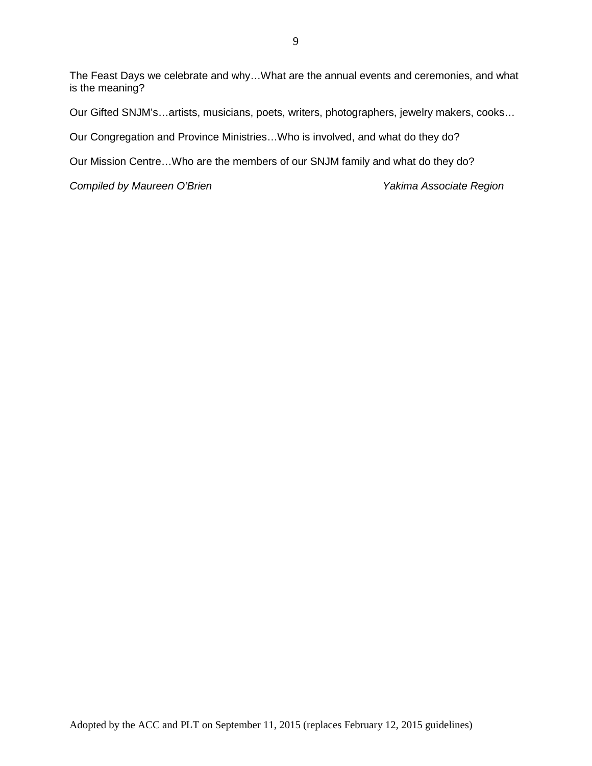The Feast Days we celebrate and why…What are the annual events and ceremonies, and what is the meaning?

Our Gifted SNJM's…artists, musicians, poets, writers, photographers, jewelry makers, cooks…

Our Congregation and Province Ministries…Who is involved, and what do they do?

Our Mission Centre…Who are the members of our SNJM family and what do they do?

*Compiled by Maureen O'Brien* *Yakima Associate Region*

Adopted by the ACC and PLT on September 11, 2015 (replaces February 12, 2015 guidelines)